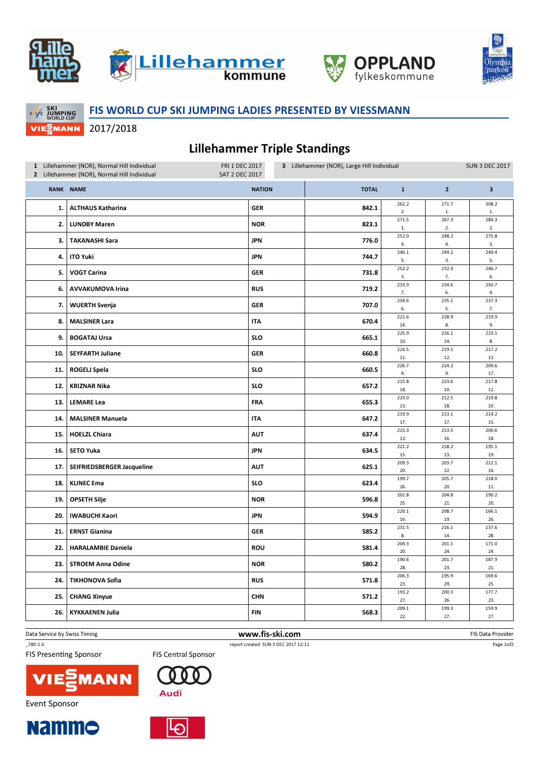## FIS WORLD CUP SKI JUMPING LADIES PRESENTED BY VIESSMANN

2017/2018

# Lillehammer Triple Standings

| | | | |
|---|---|---|---|
| 1 Lillehammer (NOR), Normal Hill Individual | FRI 1 DEC 2017 | 3 Lillehammer (NOR), Large Hill Individual | SUN 3 DEC 2017 |
| 2 Lillehammer (NOR), Normal Hill Individual | SAT 2 DEC 2017 | | |

| RANK | NAME | NATION | TOTAL | 1 | 2 | 3 |
|---|---|---|---|---|---|---|
| 1. | ALTHAUS Katharina | GER | 842.1 | 262.2 2. | 271.7 1. | 308.2 1. |
| 2. | LUNDBY Maren | NOR | 823.1 | 271.5 1. | 267.3 2. | 284.3 2. |
| 3. | TAKANASHI Sara | JPN | 776.0 | 252.0 4. | 248.2 4. | 275.8 3. |
| 4. | ITO Yuki | JPN | 744.7 | 246.1 5. | 249.2 3. | 249.4 5. |
| 5. | VOGT Carina | GER | 731.8 | 252.2 3. | 232.9 7. | 246.7 6. |
| 6. | AVVAKUMOVA Irina | RUS | 719.2 | 233.9 7. | 234.6 6. | 250.7 4. |
| 7. | WUERTH Svenja | GER | 707.0 | 234.6 6. | 235.1 5. | 237.3 7. |
| 8. | MALSINER Lara | ITA | 670.4 | 221.6 14. | 228.9 8. | 219.9 9. |
| 9. | BOGATAJ Ursa | SLO | 665.1 | 225.9 10. | 216.1 14. | 223.1 8. |
| 10. | SEYFARTH Juliane | GER | 660.8 | 224.5 11. | 219.1 12. | 217.2 13. |
| 11. | ROGELJ Spela | SLO | 660.5 | 226.7 9. | 224.2 9. | 209.6 17. |
| 12. | KRIZNAR Nika | SLO | 657.2 | 215.8 18. | 223.6 10. | 217.8 12. |
| 13. | LEMARE Lea | FRA | 655.3 | 223.0 13. | 212.5 18. | 219.8 10. |
| 14. | MALSINER Manuela | ITA | 647.2 | 219.9 17. | 213.1 17. | 214.2 15. |
| 15. | HOELZL Chiara | AUT | 637.4 | 223.3 12. | 213.5 16. | 200.6 18. |
| 16. | SETO Yuka | JPN | 634.5 | 221.2 15. | 218.2 13. | 195.1 19. |
| 17. | SEIFRIEDSBERGER Jacqueline | AUT | 625.1 | 209.3 20. | 203.7 22. | 212.1 16. |
| 18. | KLINEC Ema | SLO | 623.4 | 199.7 26. | 205.7 20. | 218.0 11. |
| 19. | OPSETH Silje | NOR | 596.8 | 201.8 25. | 204.8 21. | 190.2 20. |
| 20. | IWABUCHI Kaori | JPN | 594.9 | 220.1 16. | 208.7 19. | 166.1 26. |
| 21. | ERNST Gianina | GER | 585.2 | 231.5 8. | 216.1 14. | 137.6 28. |
| 22. | HARALAMBIE Daniela | ROU | 581.4 | 209.3 20. | 201.1 24. | 171.0 24. |
| 23. | STROEM Anna Odine | NOR | 580.2 | 190.6 28. | 201.7 23. | 187.9 21. |
| 24. | TIKHONOVA Sofia | RUS | 571.8 | 206.3 23. | 195.9 29. | 169.6 25. |
| 25. | CHANG Xinyue | CHN | 571.2 | 193.2 27. | 200.3 26. | 177.7 23. |
| 26. | KYKKAENEN Julia | FIN | 568.3 | 209.1 22. | 199.3 27. | 159.9 27. |

Data Service by Swiss Timing — www.fis-ski.com — FIS Data Provider

_78D 1.0 — report created SUN 3 DEC 2017 12:11

FIS Presenting Sponsor — FIS Central Sponsor

Event Sponsor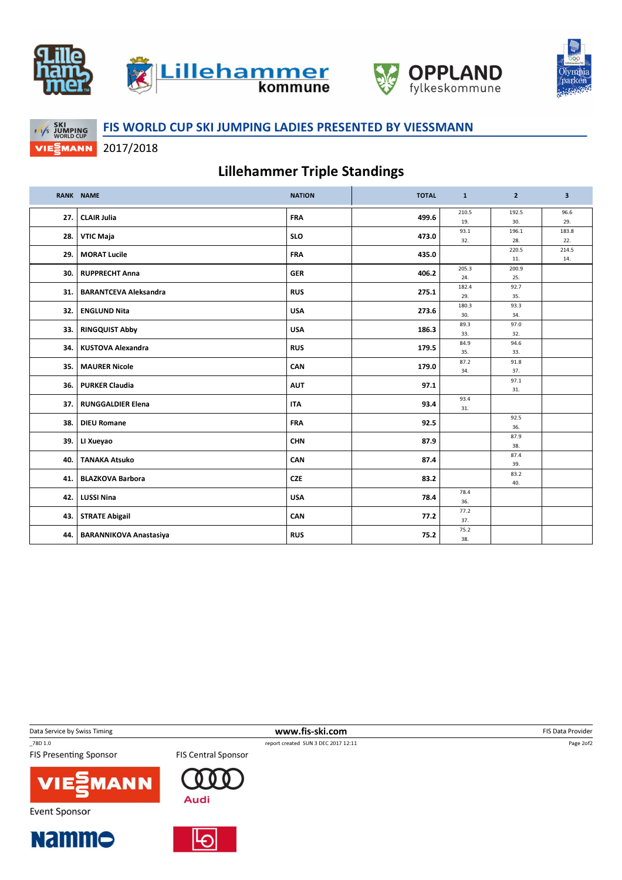FIS WORLD CUP SKI JUMPING LADIES PRESENTED BY VIESSMANN

2017/2018

# Lillehammer Triple Standings

| RANK | NAME | NATION | TOTAL | 1 | 2 | 3 |
|---|---|---|---|---|---|---|
| 27. | CLAIR Julia | FRA | 499.6 | 210.5 19. | 192.5 30. | 96.6 29. |
| 28. | VTIC Maja | SLO | 473.0 | 93.1 32. | 196.1 28. | 183.8 22. |
| 29. | MORAT Lucile | FRA | 435.0 | | 220.5 11. | 214.5 14. |
| 30. | RUPPRECHT Anna | GER | 406.2 | 205.3 24. | 200.9 25. | |
| 31. | BARANTCEVA Aleksandra | RUS | 275.1 | 182.4 29. | 92.7 35. | |
| 32. | ENGLUND Nita | USA | 273.6 | 180.3 30. | 93.3 34. | |
| 33. | RINGQUIST Abby | USA | 186.3 | 89.3 33. | 97.0 32. | |
| 34. | KUSTOVA Alexandra | RUS | 179.5 | 84.9 35. | 94.6 33. | |
| 35. | MAURER Nicole | CAN | 179.0 | 87.2 34. | 91.8 37. | |
| 36. | PURKER Claudia | AUT | 97.1 | | 97.1 31. | |
| 37. | RUNGGALDIER Elena | ITA | 93.4 | 93.4 31. | | |
| 38. | DIEU Romane | FRA | 92.5 | | 92.5 36. | |
| 39. | LI Xueyao | CHN | 87.9 | | 87.9 38. | |
| 40. | TANAKA Atsuko | CAN | 87.4 | | 87.4 39. | |
| 41. | BLAZKOVA Barbora | CZE | 83.2 | | 83.2 40. | |
| 42. | LUSSI Nina | USA | 78.4 | 78.4 36. | | |
| 43. | STRATE Abigail | CAN | 77.2 | 77.2 37. | | |
| 44. | BARANNIKOVA Anastasiya | RUS | 75.2 | 75.2 38. | | |

Data Service by Swiss Timing | www.fis-ski.com | FIS Data Provider

_78D 1.0 | report created SUN 3 DEC 2017 12:11

FIS Presenting Sponsor: VIESSMANN | FIS Central Sponsor: Audi

Event Sponsor: Nammo